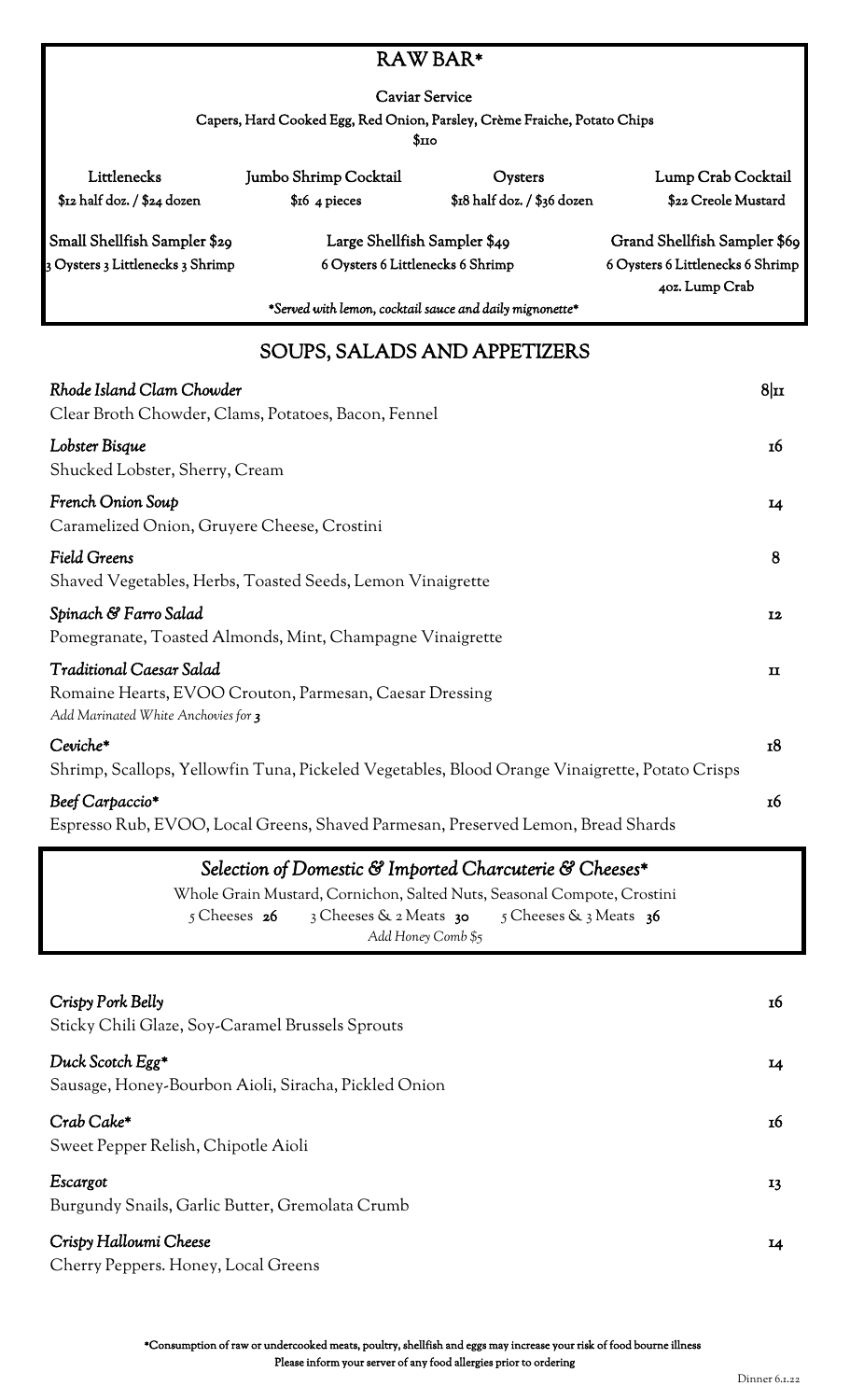# RAW BAR*

**Caviar Service**

Capers, Hard Cooked Egg, Red Onion, Parsley, Crème Fraiche, Potato Chips

$110

| Littlenecks | Jumbo Shrimp Cocktail | Oysters | Lump Crab Cocktail |
|---|---|---|---|
| $12 half doz. / $24 dozen | $16 4 pieces | $18 half doz. / $36 dozen | $22 Creole Mustard |

| Small Shellfish Sampler $29 | Large Shellfish Sampler $49 | Grand Shellfish Sampler $69 |
|---|---|---|
| 3 Oysters 3 Littlenecks 3 Shrimp | 6 Oysters 6 Littlenecks 6 Shrimp | 6 Oysters 6 Littlenecks 6 Shrimp 4oz. Lump Crab |

*\*Served with lemon, cocktail sauce and daily mignonette\**

## SOUPS, SALADS AND APPETIZERS

*Rhode Island Clam Chowder* — 8|11
Clear Broth Chowder, Clams, Potatoes, Bacon, Fennel

*Lobster Bisque* — 16
Shucked Lobster, Sherry, Cream

*French Onion Soup* — 14
Caramelized Onion, Gruyere Cheese, Crostini

*Field Greens* — 8
Shaved Vegetables, Herbs, Toasted Seeds, Lemon Vinaigrette

*Spinach & Farro Salad* — 12
Pomegranate, Toasted Almonds, Mint, Champagne Vinaigrette

*Traditional Caesar Salad* — 11
Romaine Hearts, EVOO Crouton, Parmesan, Caesar Dressing
*Add Marinated White Anchovies for 3*

*Ceviche\** — 18
Shrimp, Scallops, Yellowfin Tuna, Pickled Vegetables, Blood Orange Vinaigrette, Potato Crisps

*Beef Carpaccio\** — 16
Espresso Rub, EVOO, Local Greens, Shaved Parmesan, Preserved Lemon, Bread Shards

### *Selection of Domestic & Imported Charcuterie & Cheeses\**

Whole Grain Mustard, Cornichon, Salted Nuts, Seasonal Compote, Crostini

5 Cheeses **26** 3 Cheeses & 2 Meats **30** 5 Cheeses & 3 Meats **36**

*Add Honey Comb $5*

*Crispy Pork Belly* — 16
Sticky Chili Glaze, Soy-Caramel Brussels Sprouts

*Duck Scotch Egg\** — 14
Sausage, Honey-Bourbon Aioli, Siracha, Pickled Onion

*Crab Cake\** — 16
Sweet Pepper Relish, Chipotle Aioli

*Escargot* — 13
Burgundy Snails, Garlic Butter, Gremolata Crumb

*Crispy Halloumi Cheese* — 14
Cherry Peppers. Honey, Local Greens

**\*Consumption of raw or undercooked meats, poultry, shellfish and eggs may increase your risk of food bourne illness**
**Please inform your server of any food allergies prior to ordering**

Dinner 6.1.22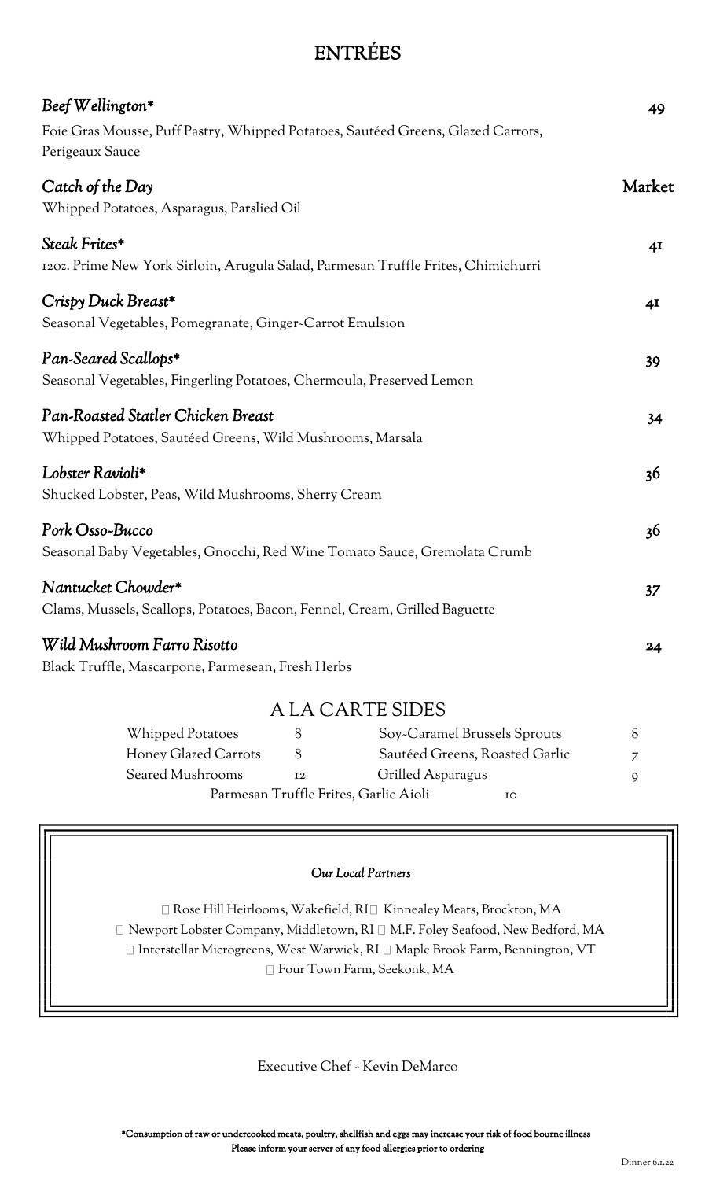# ENTRÉES

***Beef Wellington**** **49**

Foie Gras Mousse, Puff Pastry, Whipped Potatoes, Sautéed Greens, Glazed Carrots, Perigeaux Sauce

***Catch of the Day*** **Market**

Whipped Potatoes, Asparagus, Parslied Oil

***Steak Frites**** **41**

12oz. Prime New York Sirloin, Arugula Salad, Parmesan Truffle Frites, Chimichurri

***Crispy Duck Breast**** **41**

Seasonal Vegetables, Pomegranate, Ginger-Carrot Emulsion

***Pan-Seared Scallops**** **39**

Seasonal Vegetables, Fingerling Potatoes, Chermoula, Preserved Lemon

***Pan-Roasted Statler Chicken Breast*** **34**

Whipped Potatoes, Sautéed Greens, Wild Mushrooms, Marsala

***Lobster Ravioli**** **36**

Shucked Lobster, Peas, Wild Mushrooms, Sherry Cream

***Pork Osso-Bucco*** **36**

Seasonal Baby Vegetables, Gnocchi, Red Wine Tomato Sauce, Gremolata Crumb

***Nantucket Chowder**** **37**

Clams, Mussels, Scallops, Potatoes, Bacon, Fennel, Cream, Grilled Baguette

***Wild Mushroom Farro Risotto*** **24**

Black Truffle, Mascarpone, Parmesean, Fresh Herbs

## A LA CARTE SIDES

| | | | |
|---|---|---|---|
| Whipped Potatoes | 8 | Soy-Caramel Brussels Sprouts | 8 |
| Honey Glazed Carrots | 8 | Sautéed Greens, Roasted Garlic | 7 |
| Seared Mushrooms | 12 | Grilled Asparagus | 9 |
| Parmesan Truffle Frites, Garlic Aioli | | | 10 |

*Our Local Partners*

Rose Hill Heirlooms, Wakefield, RI · Kinnealey Meats, Brockton, MA
Newport Lobster Company, Middletown, RI · M.F. Foley Seafood, New Bedford, MA
Interstellar Microgreens, West Warwick, RI · Maple Brook Farm, Bennington, VT
Four Town Farm, Seekonk, MA

Executive Chef - Kevin DeMarco

**\*Consumption of raw or undercooked meats, poultry, shellfish and eggs may increase your risk of food bourne illness**
**Please inform your server of any food allergies prior to ordering**

Dinner 6.1.22